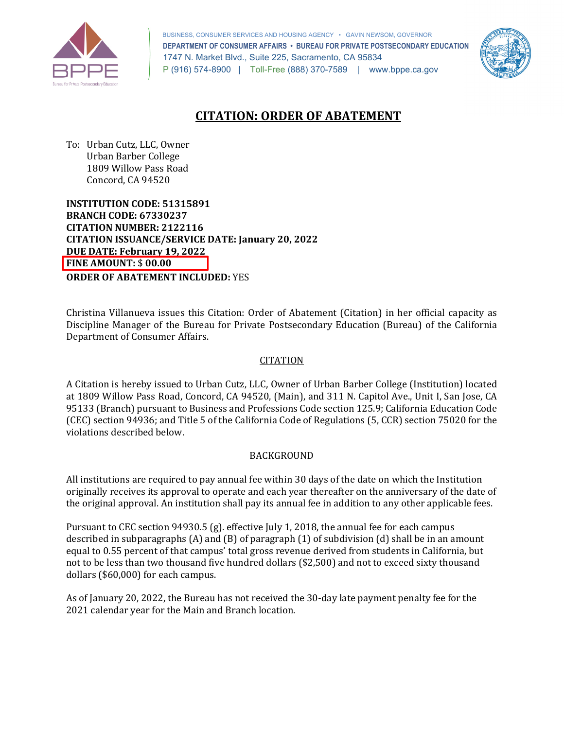BUSINESS, CONSUMER SERVICES AND HOUSING AGENCY • GAVIN NEWSOM, GOVERNOR
**DEPARTMENT OF CONSUMER AFFAIRS • BUREAU FOR PRIVATE POSTSECONDARY EDUCATION**
1747 N. Market Blvd., Suite 225, Sacramento, CA 95834
P (916) 574-8900 | Toll-Free (888) 370-7589 | www.bppe.ca.gov

# CITATION: ORDER OF ABATEMENT

To: Urban Cutz, LLC, Owner
Urban Barber College
1809 Willow Pass Road
Concord, CA 94520

**INSTITUTION CODE: 51315891**
**BRANCH CODE: 67330237**
**CITATION NUMBER: 2122116**
**CITATION ISSUANCE/SERVICE DATE: January 20, 2022**
**DUE DATE: February 19, 2022**
**FINE AMOUNT:** $ **00.00**
**ORDER OF ABATEMENT INCLUDED:** YES

Christina Villanueva issues this Citation: Order of Abatement (Citation) in her official capacity as Discipline Manager of the Bureau for Private Postsecondary Education (Bureau) of the California Department of Consumer Affairs.

## CITATION

A Citation is hereby issued to Urban Cutz, LLC, Owner of Urban Barber College (Institution) located at 1809 Willow Pass Road, Concord, CA 94520, (Main), and 311 N. Capitol Ave., Unit I, San Jose, CA 95133 (Branch) pursuant to Business and Professions Code section 125.9; California Education Code (CEC) section 94936; and Title 5 of the California Code of Regulations (5, CCR) section 75020 for the violations described below.

## BACKGROUND

All institutions are required to pay annual fee within 30 days of the date on which the Institution originally receives its approval to operate and each year thereafter on the anniversary of the date of the original approval. An institution shall pay its annual fee in addition to any other applicable fees.

Pursuant to CEC section 94930.5 (g). effective July 1, 2018, the annual fee for each campus described in subparagraphs (A) and (B) of paragraph (1) of subdivision (d) shall be in an amount equal to 0.55 percent of that campus' total gross revenue derived from students in California, but not to be less than two thousand five hundred dollars ($2,500) and not to exceed sixty thousand dollars ($60,000) for each campus.

As of January 20, 2022, the Bureau has not received the 30-day late payment penalty fee for the 2021 calendar year for the Main and Branch location.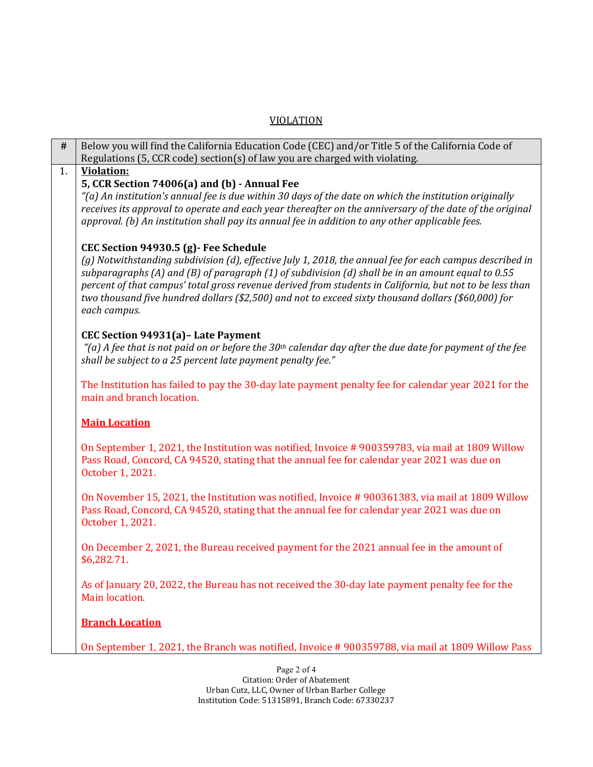## VIOLATION

| # | Below you will find the California Education Code (CEC) and/or Title 5 of the California Code of Regulations (5, CCR code) section(s) of law you are charged with violating. |
|---|---|
| 1. | **Violation:**<br>**5, CCR Section 74006(a) and (b) - Annual Fee**<br>*"(a) An institution's annual fee is due within 30 days of the date on which the institution originally receives its approval to operate and each year thereafter on the anniversary of the date of the original approval. (b) An institution shall pay its annual fee in addition to any other applicable fees.*<br><br>**CEC Section 94930.5 (g)- Fee Schedule**<br>*(g) Notwithstanding subdivision (d), effective July 1, 2018, the annual fee for each campus described in subparagraphs (A) and (B) of paragraph (1) of subdivision (d) shall be in an amount equal to 0.55 percent of that campus' total gross revenue derived from students in California, but not to be less than two thousand five hundred dollars ($2,500) and not to exceed sixty thousand dollars ($60,000) for each campus.*<br><br>**CEC Section 94931(a)– Late Payment**<br>*"(a) A fee that is not paid on or before the 30th calendar day after the due date for payment of the fee shall be subject to a 25 percent late payment penalty fee."*<br><br>The Institution has failed to pay the 30-day late payment penalty fee for calendar year 2021 for the main and branch location.<br><br>**Main Location**<br><br>On September 1, 2021, the Institution was notified, Invoice # 900359783, via mail at 1809 Willow Pass Road, Concord, CA 94520, stating that the annual fee for calendar year 2021 was due on October 1, 2021.<br><br>On November 15, 2021, the Institution was notified, Invoice # 900361383, via mail at 1809 Willow Pass Road, Concord, CA 94520, stating that the annual fee for calendar year 2021 was due on October 1, 2021.<br><br>On December 2, 2021, the Bureau received payment for the 2021 annual fee in the amount of $6,282.71.<br><br>As of January 20, 2022, the Bureau has not received the 30-day late payment penalty fee for the Main location.<br><br>**Branch Location**<br><br>On September 1, 2021, the Branch was notified, Invoice # 900359788, via mail at 1809 Willow Pass |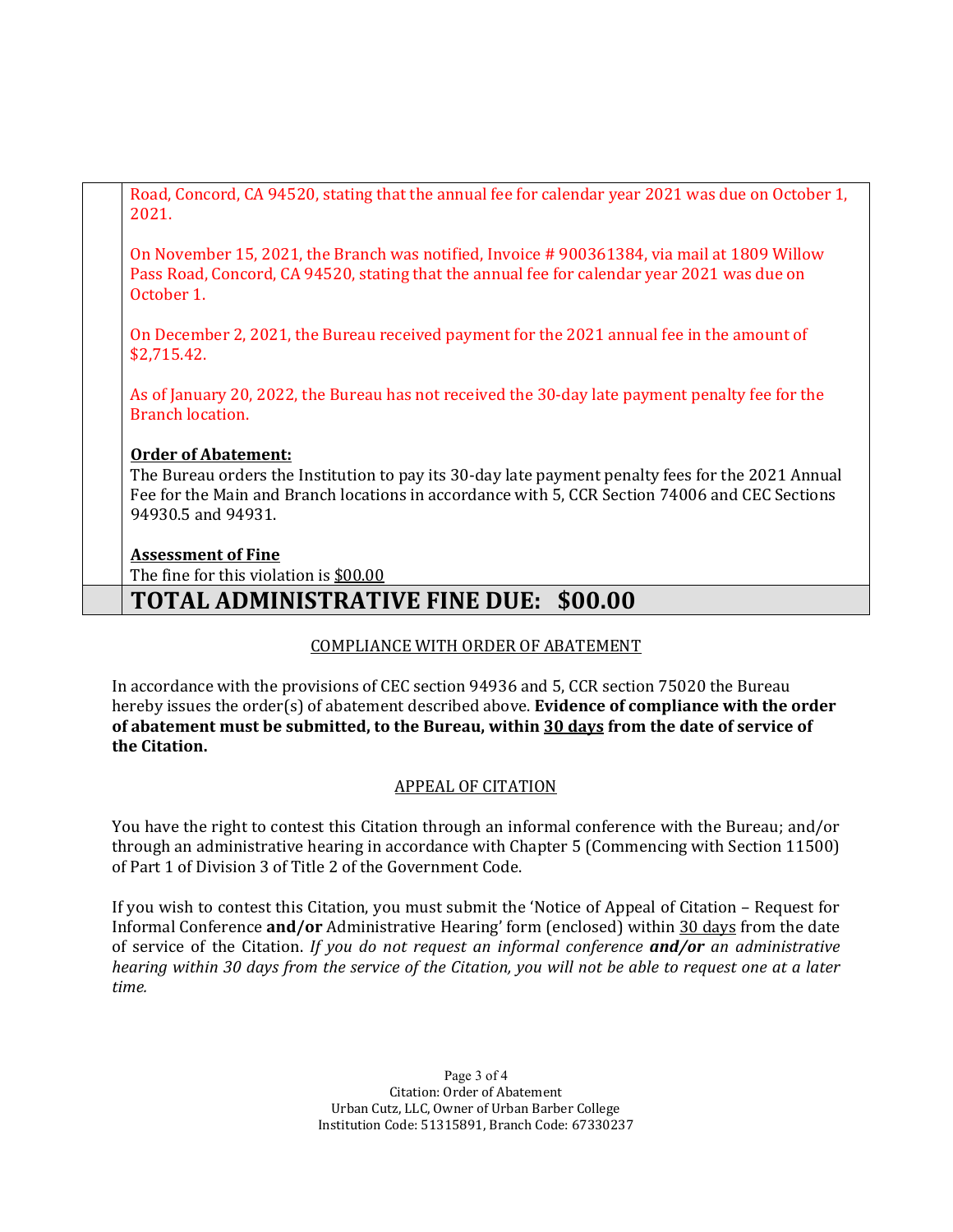Road, Concord, CA 94520, stating that the annual fee for calendar year 2021 was due on October 1, 2021.

On November 15, 2021, the Branch was notified, Invoice # 900361384, via mail at 1809 Willow Pass Road, Concord, CA 94520, stating that the annual fee for calendar year 2021 was due on October 1.

On December 2, 2021, the Bureau received payment for the 2021 annual fee in the amount of $2,715.42.

As of January 20, 2022, the Bureau has not received the 30-day late payment penalty fee for the Branch location.

**Order of Abatement:**
The Bureau orders the Institution to pay its 30-day late payment penalty fees for the 2021 Annual Fee for the Main and Branch locations in accordance with 5, CCR Section 74006 and CEC Sections 94930.5 and 94931.

**Assessment of Fine**
The fine for this violation is $00.00

## TOTAL ADMINISTRATIVE FINE DUE: $00.00

### COMPLIANCE WITH ORDER OF ABATEMENT

In accordance with the provisions of CEC section 94936 and 5, CCR section 75020 the Bureau hereby issues the order(s) of abatement described above. **Evidence of compliance with the order of abatement must be submitted, to the Bureau, within 30 days from the date of service of the Citation.**

### APPEAL OF CITATION

You have the right to contest this Citation through an informal conference with the Bureau; and/or through an administrative hearing in accordance with Chapter 5 (Commencing with Section 11500) of Part 1 of Division 3 of Title 2 of the Government Code.

If you wish to contest this Citation, you must submit the 'Notice of Appeal of Citation – Request for Informal Conference **and/or** Administrative Hearing' form (enclosed) within 30 days from the date of service of the Citation. *If you do not request an informal conference **and/or** an administrative hearing within 30 days from the service of the Citation, you will not be able to request one at a later time.*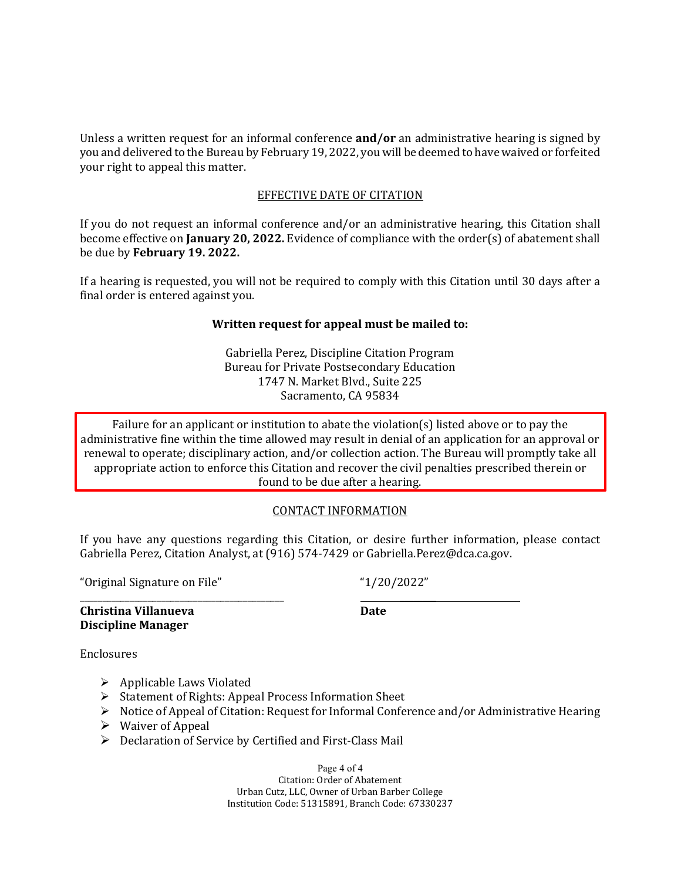Unless a written request for an informal conference **and/or** an administrative hearing is signed by you and delivered to the Bureau by February 19, 2022, you will be deemed to have waived or forfeited your right to appeal this matter.

## EFFECTIVE DATE OF CITATION

If you do not request an informal conference and/or an administrative hearing, this Citation shall become effective on **January 20, 2022.** Evidence of compliance with the order(s) of abatement shall be due by **February 19. 2022.**

If a hearing is requested, you will not be required to comply with this Citation until 30 days after a final order is entered against you.

**Written request for appeal must be mailed to:**

Gabriella Perez, Discipline Citation Program
Bureau for Private Postsecondary Education
1747 N. Market Blvd., Suite 225
Sacramento, CA 95834

Failure for an applicant or institution to abate the violation(s) listed above or to pay the administrative fine within the time allowed may result in denial of an application for an approval or renewal to operate; disciplinary action, and/or collection action. The Bureau will promptly take all appropriate action to enforce this Citation and recover the civil penalties prescribed therein or found to be due after a hearing.

## CONTACT INFORMATION

If you have any questions regarding this Citation, or desire further information, please contact Gabriella Perez, Citation Analyst, at (916) 574-7429 or Gabriella.Perez@dca.ca.gov.

"Original Signature on File" "1/20/2022"

**Christina Villanueva**
**Discipline Manager**

**Date**

Enclosures

- Applicable Laws Violated
- Statement of Rights: Appeal Process Information Sheet
- Notice of Appeal of Citation: Request for Informal Conference and/or Administrative Hearing
- Waiver of Appeal
- Declaration of Service by Certified and First-Class Mail